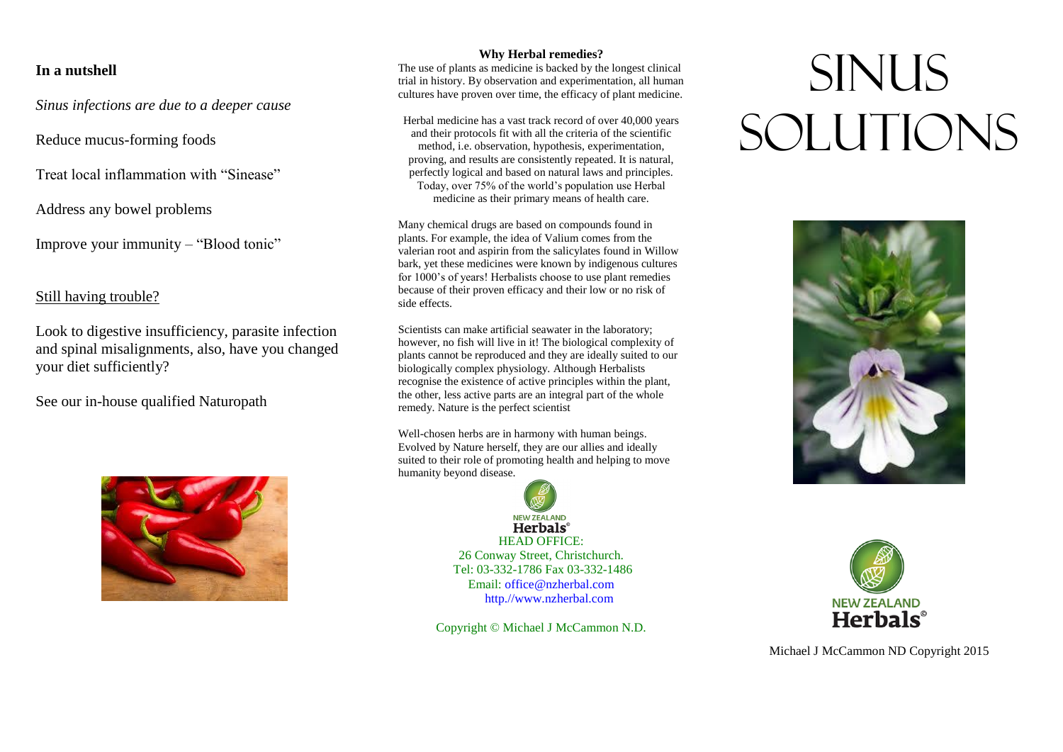### In a nutshell

*Sinus infections are due to a deeper cause*

Reduce mucus-forming foods

Treat local inflammation with "Sinease"

Address any bowel problems

Improve your immunity – "Blood tonic"

Still having trouble?

Look to digestive insufficiency, parasite infection and spinal misalignments, also, have you changed your diet sufficiently?

See our in-house qualified Naturopath

### Why Herbal remedies?

The use of plants as medicine is backed by the longest clinical trial in history. By observation and experimentation, all human cultures have proven over time, the efficacy of plant medicine.

Herbal medicine has a vast track record of over 40,000 years and their protocols fit with all the criteria of the scientific method, i.e. observation, hypothesis, experimentation, proving, and results are consistently repeated. It is natural, perfectly logical and based on natural laws and principles. Today, over 75% of the world's population use Herbal medicine as their primary means of health care.

Many chemical drugs are based on compounds found in plants. For example, the idea of Valium comes from the valerian root and aspirin from the salicylates found in Willow bark, yet these medicines were known by indigenous cultures for 1000's of years! Herbalists choose to use plant remedies because of their proven efficacy and their low or no risk of side effects.

Scientists can make artificial seawater in the laboratory; however, no fish will live in it! The biological complexity of plants cannot be reproduced and they are ideally suited to our biologically complex physiology. Although Herbalists recognise the existence of active principles within the plant, the other, less active parts are an integral part of the whole remedy. Nature is the perfect scientist

Well-chosen herbs are in harmony with human beings. Evolved by Nature herself, they are our allies and ideally suited to their role of promoting health and helping to move humanity beyond disease.

NEW ZEALAND Herbals©

HEAD OFFICE:
26 Conway Street, Christchurch.
Tel: 03-332-1786 Fax 03-332-1486
Email: office@nzherbal.com
http.//www.nzherbal.com

Copyright © Michael J McCammon N.D.

# SINUS SOLUTIONS

NEW ZEALAND Herbals©

Michael J McCammon ND Copyright 2015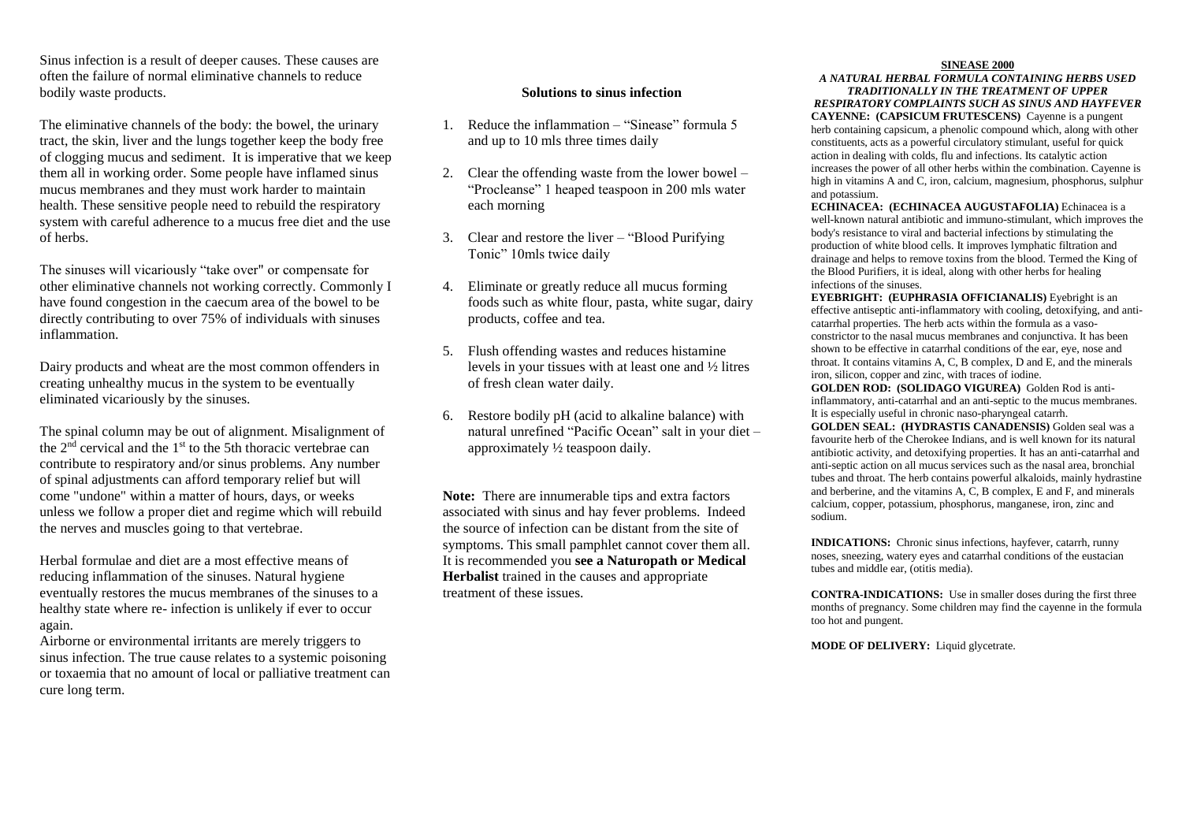Sinus infection is a result of deeper causes. These causes are often the failure of normal eliminative channels to reduce bodily waste products.

The eliminative channels of the body: the bowel, the urinary tract, the skin, liver and the lungs together keep the body free of clogging mucus and sediment. It is imperative that we keep them all in working order. Some people have inflamed sinus mucus membranes and they must work harder to maintain health. These sensitive people need to rebuild the respiratory system with careful adherence to a mucus free diet and the use of herbs.

The sinuses will vicariously "take over" or compensate for other eliminative channels not working correctly. Commonly I have found congestion in the caecum area of the bowel to be directly contributing to over 75% of individuals with sinuses inflammation.

Dairy products and wheat are the most common offenders in creating unhealthy mucus in the system to be eventually eliminated vicariously by the sinuses.

The spinal column may be out of alignment. Misalignment of the 2nd cervical and the 1st to the 5th thoracic vertebrae can contribute to respiratory and/or sinus problems. Any number of spinal adjustments can afford temporary relief but will come "undone" within a matter of hours, days, or weeks unless we follow a proper diet and regime which will rebuild the nerves and muscles going to that vertebrae.

Herbal formulae and diet are a most effective means of reducing inflammation of the sinuses. Natural hygiene eventually restores the mucus membranes of the sinuses to a healthy state where re- infection is unlikely if ever to occur again.

Airborne or environmental irritants are merely triggers to sinus infection. The true cause relates to a systemic poisoning or toxaemia that no amount of local or palliative treatment can cure long term.

## Solutions to sinus infection

1. Reduce the inflammation – "Sinease" formula 5 and up to 10 mls three times daily
2. Clear the offending waste from the lower bowel – "Procleanse" 1 heaped teaspoon in 200 mls water each morning
3. Clear and restore the liver – "Blood Purifying Tonic" 10mls twice daily
4. Eliminate or greatly reduce all mucus forming foods such as white flour, pasta, white sugar, dairy products, coffee and tea.
5. Flush offending wastes and reduces histamine levels in your tissues with at least one and ½ litres of fresh clean water daily.
6. Restore bodily pH (acid to alkaline balance) with natural unrefined "Pacific Ocean" salt in your diet – approximately ½ teaspoon daily.

**Note:** There are innumerable tips and extra factors associated with sinus and hay fever problems. Indeed the source of infection can be distant from the site of symptoms. This small pamphlet cannot cover them all. It is recommended you **see a Naturopath or Medical Herbalist** trained in the causes and appropriate treatment of these issues.

## SINEASE 2000

***A NATURAL HERBAL FORMULA CONTAINING HERBS USED TRADITIONALLY IN THE TREATMENT OF UPPER RESPIRATORY COMPLAINTS SUCH AS SINUS AND HAYFEVER***

**CAYENNE: (CAPSICUM FRUTESCENS)** Cayenne is a pungent herb containing capsicum, a phenolic compound which, along with other constituents, acts as a powerful circulatory stimulant, useful for quick action in dealing with colds, flu and infections. Its catalytic action increases the power of all other herbs within the combination. Cayenne is high in vitamins A and C, iron, calcium, magnesium, phosphorus, sulphur and potassium.

**ECHINACEA: (ECHINACEA AUGUSTAFOLIA)** Echinacea is a well-known natural antibiotic and immuno-stimulant, which improves the body's resistance to viral and bacterial infections by stimulating the production of white blood cells. It improves lymphatic filtration and drainage and helps to remove toxins from the blood. Termed the King of the Blood Purifiers, it is ideal, along with other herbs for healing infections of the sinuses.

**EYEBRIGHT: (EUPHRASIA OFFICIANALIS)** Eyebright is an effective antiseptic anti-inflammatory with cooling, detoxifying, and anti-catarrhal properties. The herb acts within the formula as a vaso-constrictor to the nasal mucus membranes and conjunctiva. It has been shown to be effective in catarrhal conditions of the ear, eye, nose and throat. It contains vitamins A, C, B complex, D and E, and the minerals iron, silicon, copper and zinc, with traces of iodine.

**GOLDEN ROD: (SOLIDAGO VIGUREA)** Golden Rod is anti-inflammatory, anti-catarrhal and an anti-septic to the mucus membranes. It is especially useful in chronic naso-pharyngeal catarrh.

**GOLDEN SEAL: (HYDRASTIS CANADENSIS)** Golden seal was a favourite herb of the Cherokee Indians, and is well known for its natural antibiotic activity, and detoxifying properties. It has an anti-catarrhal and anti-septic action on all mucus services such as the nasal area, bronchial tubes and throat. The herb contains powerful alkaloids, mainly hydrastine and berberine, and the vitamins A, C, B complex, E and F, and minerals calcium, copper, potassium, phosphorus, manganese, iron, zinc and sodium.

**INDICATIONS:** Chronic sinus infections, hayfever, catarrh, runny noses, sneezing, watery eyes and catarrhal conditions of the eustacian tubes and middle ear, (otitis media).

**CONTRA-INDICATIONS:** Use in smaller doses during the first three months of pregnancy. Some children may find the cayenne in the formula too hot and pungent.

**MODE OF DELIVERY:** Liquid glycetrate.